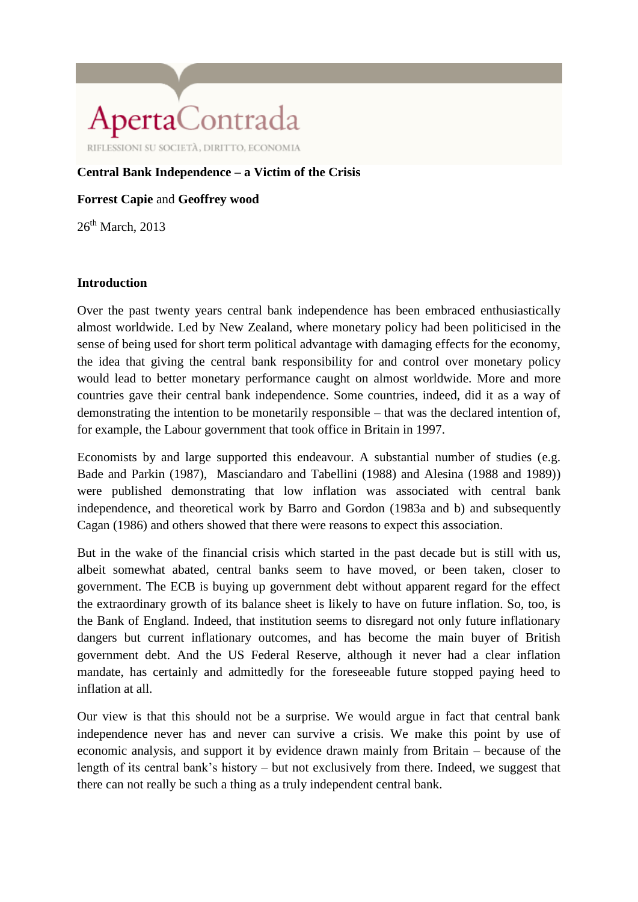ApertaContrada

RIFLESSIONI SU SOCIETÀ, DIRITTO, ECONOMIA

# Central Bank Independence – a Victim of the Crisis

**Forrest Capie** and **Geoffrey wood**

26th March, 2013

## Introduction

Over the past twenty years central bank independence has been embraced enthusiastically almost worldwide. Led by New Zealand, where monetary policy had been politicised in the sense of being used for short term political advantage with damaging effects for the economy, the idea that giving the central bank responsibility for and control over monetary policy would lead to better monetary performance caught on almost worldwide. More and more countries gave their central bank independence. Some countries, indeed, did it as a way of demonstrating the intention to be monetarily responsible – that was the declared intention of, for example, the Labour government that took office in Britain in 1997.

Economists by and large supported this endeavour. A substantial number of studies (e.g. Bade and Parkin (1987), Masciandaro and Tabellini (1988) and Alesina (1988 and 1989)) were published demonstrating that low inflation was associated with central bank independence, and theoretical work by Barro and Gordon (1983a and b) and subsequently Cagan (1986) and others showed that there were reasons to expect this association.

But in the wake of the financial crisis which started in the past decade but is still with us, albeit somewhat abated, central banks seem to have moved, or been taken, closer to government. The ECB is buying up government debt without apparent regard for the effect the extraordinary growth of its balance sheet is likely to have on future inflation. So, too, is the Bank of England. Indeed, that institution seems to disregard not only future inflationary dangers but current inflationary outcomes, and has become the main buyer of British government debt. And the US Federal Reserve, although it never had a clear inflation mandate, has certainly and admittedly for the foreseeable future stopped paying heed to inflation at all.

Our view is that this should not be a surprise. We would argue in fact that central bank independence never has and never can survive a crisis. We make this point by use of economic analysis, and support it by evidence drawn mainly from Britain – because of the length of its central bank's history – but not exclusively from there. Indeed, we suggest that there can not really be such a thing as a truly independent central bank.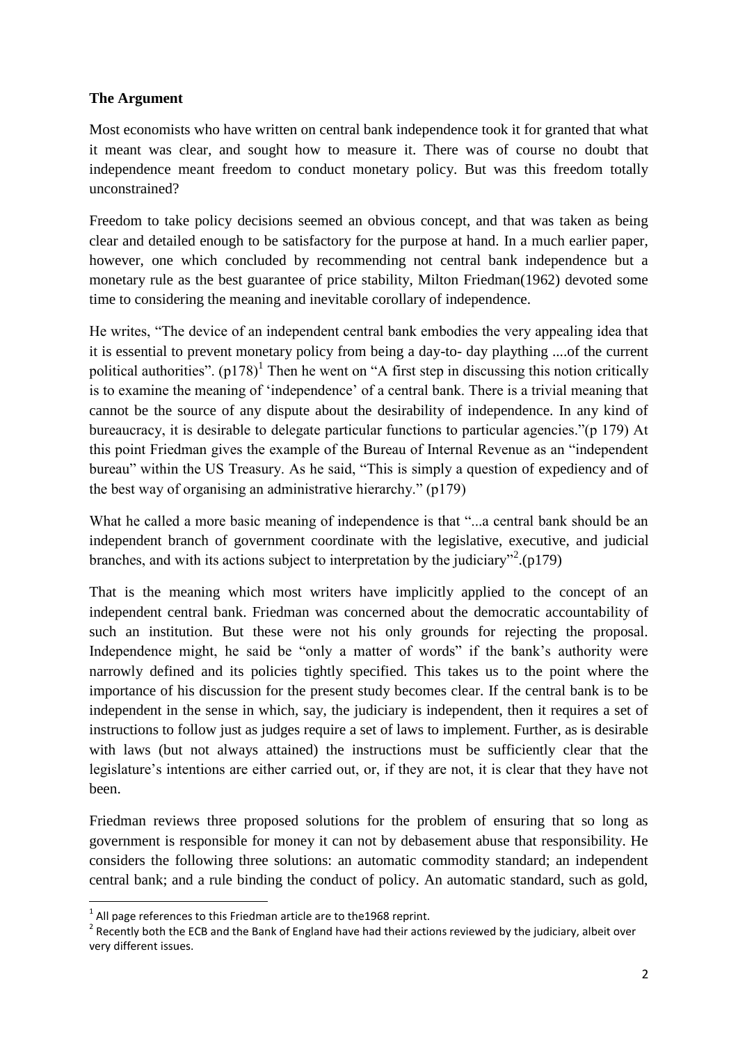**The Argument**

Most economists who have written on central bank independence took it for granted that what it meant was clear, and sought how to measure it. There was of course no doubt that independence meant freedom to conduct monetary policy. But was this freedom totally unconstrained?

Freedom to take policy decisions seemed an obvious concept, and that was taken as being clear and detailed enough to be satisfactory for the purpose at hand. In a much earlier paper, however, one which concluded by recommending not central bank independence but a monetary rule as the best guarantee of price stability, Milton Friedman(1962) devoted some time to considering the meaning and inevitable corollary of independence.

He writes, "The device of an independent central bank embodies the very appealing idea that it is essential to prevent monetary policy from being a day-to- day plaything ....of the current political authorities". (p178)[1] Then he went on "A first step in discussing this notion critically is to examine the meaning of 'independence' of a central bank. There is a trivial meaning that cannot be the source of any dispute about the desirability of independence. In any kind of bureaucracy, it is desirable to delegate particular functions to particular agencies."(p 179) At this point Friedman gives the example of the Bureau of Internal Revenue as an "independent bureau" within the US Treasury. As he said, "This is simply a question of expediency and of the best way of organising an administrative hierarchy." (p179)

What he called a more basic meaning of independence is that "...a central bank should be an independent branch of government coordinate with the legislative, executive, and judicial branches, and with its actions subject to interpretation by the judiciary"[2].(p179)

That is the meaning which most writers have implicitly applied to the concept of an independent central bank. Friedman was concerned about the democratic accountability of such an institution. But these were not his only grounds for rejecting the proposal. Independence might, he said be "only a matter of words" if the bank's authority were narrowly defined and its policies tightly specified. This takes us to the point where the importance of his discussion for the present study becomes clear. If the central bank is to be independent in the sense in which, say, the judiciary is independent, then it requires a set of instructions to follow just as judges require a set of laws to implement. Further, as is desirable with laws (but not always attained) the instructions must be sufficiently clear that the legislature's intentions are either carried out, or, if they are not, it is clear that they have not been.

Friedman reviews three proposed solutions for the problem of ensuring that so long as government is responsible for money it can not by debasement abuse that responsibility. He considers the following three solutions: an automatic commodity standard; an independent central bank; and a rule binding the conduct of policy. An automatic standard, such as gold,

---

[1] All page references to this Friedman article are to the1968 reprint.

[2] Recently both the ECB and the Bank of England have had their actions reviewed by the judiciary, albeit over very different issues.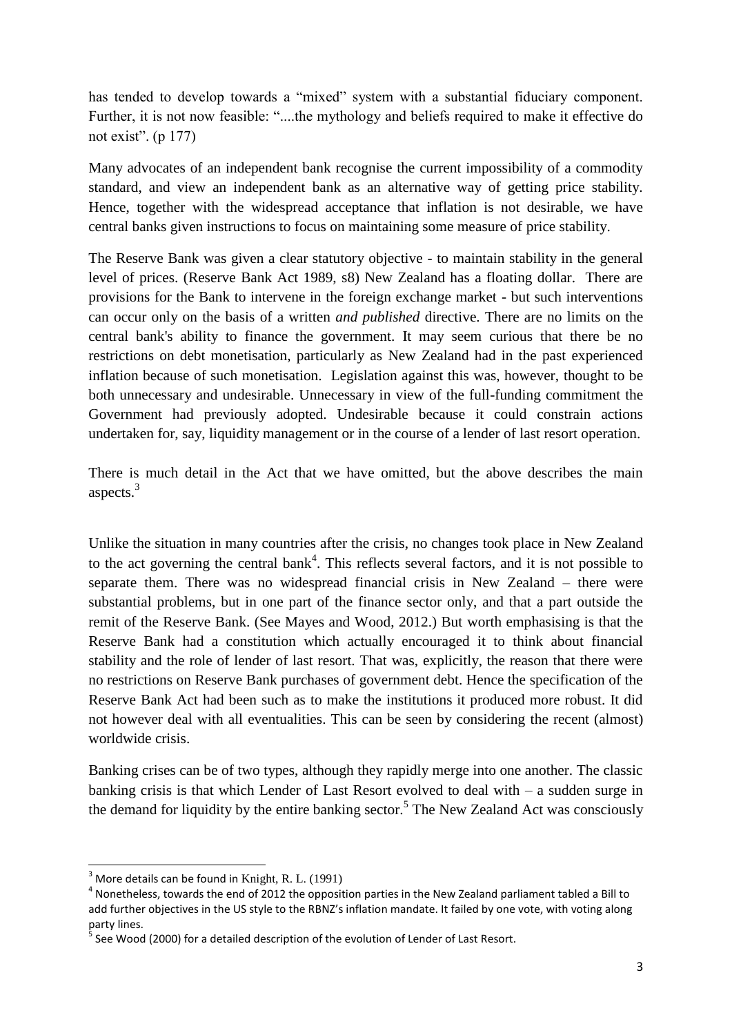has tended to develop towards a "mixed" system with a substantial fiduciary component. Further, it is not now feasible: "....the mythology and beliefs required to make it effective do not exist". (p 177)

Many advocates of an independent bank recognise the current impossibility of a commodity standard, and view an independent bank as an alternative way of getting price stability. Hence, together with the widespread acceptance that inflation is not desirable, we have central banks given instructions to focus on maintaining some measure of price stability.

The Reserve Bank was given a clear statutory objective - to maintain stability in the general level of prices. (Reserve Bank Act 1989, s8) New Zealand has a floating dollar. There are provisions for the Bank to intervene in the foreign exchange market - but such interventions can occur only on the basis of a written *and published* directive. There are no limits on the central bank's ability to finance the government. It may seem curious that there be no restrictions on debt monetisation, particularly as New Zealand had in the past experienced inflation because of such monetisation. Legislation against this was, however, thought to be both unnecessary and undesirable. Unnecessary in view of the full-funding commitment the Government had previously adopted. Undesirable because it could constrain actions undertaken for, say, liquidity management or in the course of a lender of last resort operation.

There is much detail in the Act that we have omitted, but the above describes the main aspects.[3]

Unlike the situation in many countries after the crisis, no changes took place in New Zealand to the act governing the central bank[4]. This reflects several factors, and it is not possible to separate them. There was no widespread financial crisis in New Zealand – there were substantial problems, but in one part of the finance sector only, and that a part outside the remit of the Reserve Bank. (See Mayes and Wood, 2012.) But worth emphasising is that the Reserve Bank had a constitution which actually encouraged it to think about financial stability and the role of lender of last resort. That was, explicitly, the reason that there were no restrictions on Reserve Bank purchases of government debt. Hence the specification of the Reserve Bank Act had been such as to make the institutions it produced more robust. It did not however deal with all eventualities. This can be seen by considering the recent (almost) worldwide crisis.

Banking crises can be of two types, although they rapidly merge into one another. The classic banking crisis is that which Lender of Last Resort evolved to deal with – a sudden surge in the demand for liquidity by the entire banking sector.[5] The New Zealand Act was consciously

---

[3] More details can be found in Knight, R. L. (1991)

[4] Nonetheless, towards the end of 2012 the opposition parties in the New Zealand parliament tabled a Bill to add further objectives in the US style to the RBNZ's inflation mandate. It failed by one vote, with voting along party lines.

[5] See Wood (2000) for a detailed description of the evolution of Lender of Last Resort.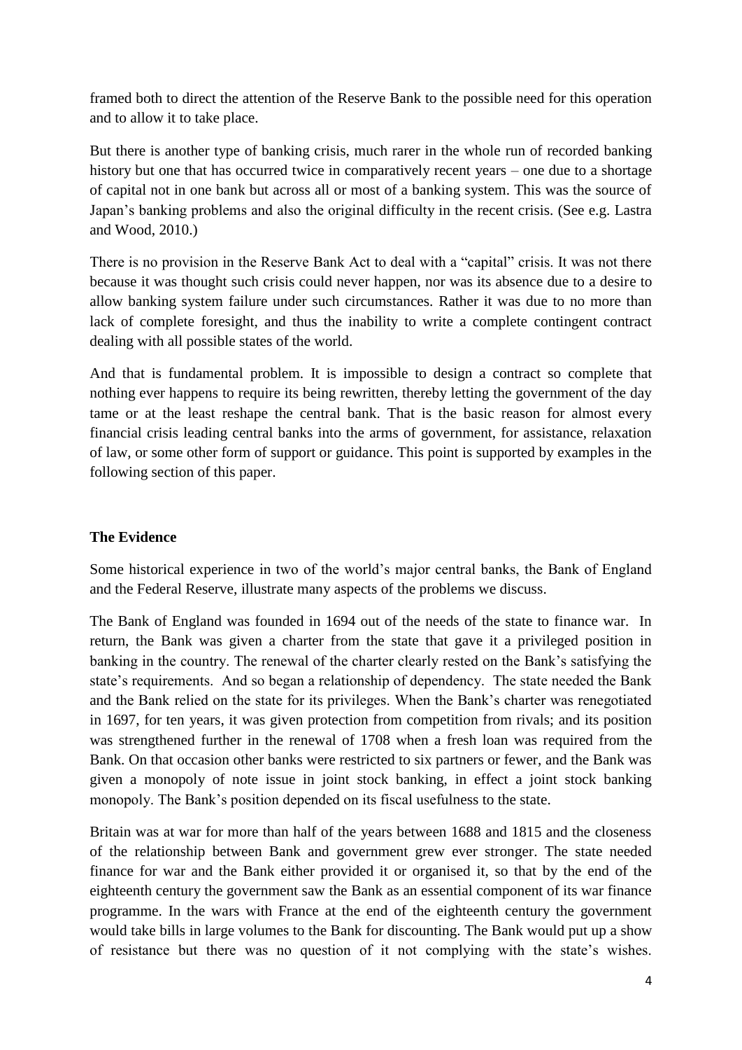framed both to direct the attention of the Reserve Bank to the possible need for this operation and to allow it to take place.

But there is another type of banking crisis, much rarer in the whole run of recorded banking history but one that has occurred twice in comparatively recent years – one due to a shortage of capital not in one bank but across all or most of a banking system. This was the source of Japan's banking problems and also the original difficulty in the recent crisis. (See e.g. Lastra and Wood, 2010.)

There is no provision in the Reserve Bank Act to deal with a "capital" crisis. It was not there because it was thought such crisis could never happen, nor was its absence due to a desire to allow banking system failure under such circumstances. Rather it was due to no more than lack of complete foresight, and thus the inability to write a complete contingent contract dealing with all possible states of the world.

And that is fundamental problem. It is impossible to design a contract so complete that nothing ever happens to require its being rewritten, thereby letting the government of the day tame or at the least reshape the central bank. That is the basic reason for almost every financial crisis leading central banks into the arms of government, for assistance, relaxation of law, or some other form of support or guidance. This point is supported by examples in the following section of this paper.

## The Evidence

Some historical experience in two of the world's major central banks, the Bank of England and the Federal Reserve, illustrate many aspects of the problems we discuss.

The Bank of England was founded in 1694 out of the needs of the state to finance war. In return, the Bank was given a charter from the state that gave it a privileged position in banking in the country. The renewal of the charter clearly rested on the Bank's satisfying the state's requirements. And so began a relationship of dependency. The state needed the Bank and the Bank relied on the state for its privileges. When the Bank's charter was renegotiated in 1697, for ten years, it was given protection from competition from rivals; and its position was strengthened further in the renewal of 1708 when a fresh loan was required from the Bank. On that occasion other banks were restricted to six partners or fewer, and the Bank was given a monopoly of note issue in joint stock banking, in effect a joint stock banking monopoly. The Bank's position depended on its fiscal usefulness to the state.

Britain was at war for more than half of the years between 1688 and 1815 and the closeness of the relationship between Bank and government grew ever stronger. The state needed finance for war and the Bank either provided it or organised it, so that by the end of the eighteenth century the government saw the Bank as an essential component of its war finance programme. In the wars with France at the end of the eighteenth century the government would take bills in large volumes to the Bank for discounting. The Bank would put up a show of resistance but there was no question of it not complying with the state's wishes.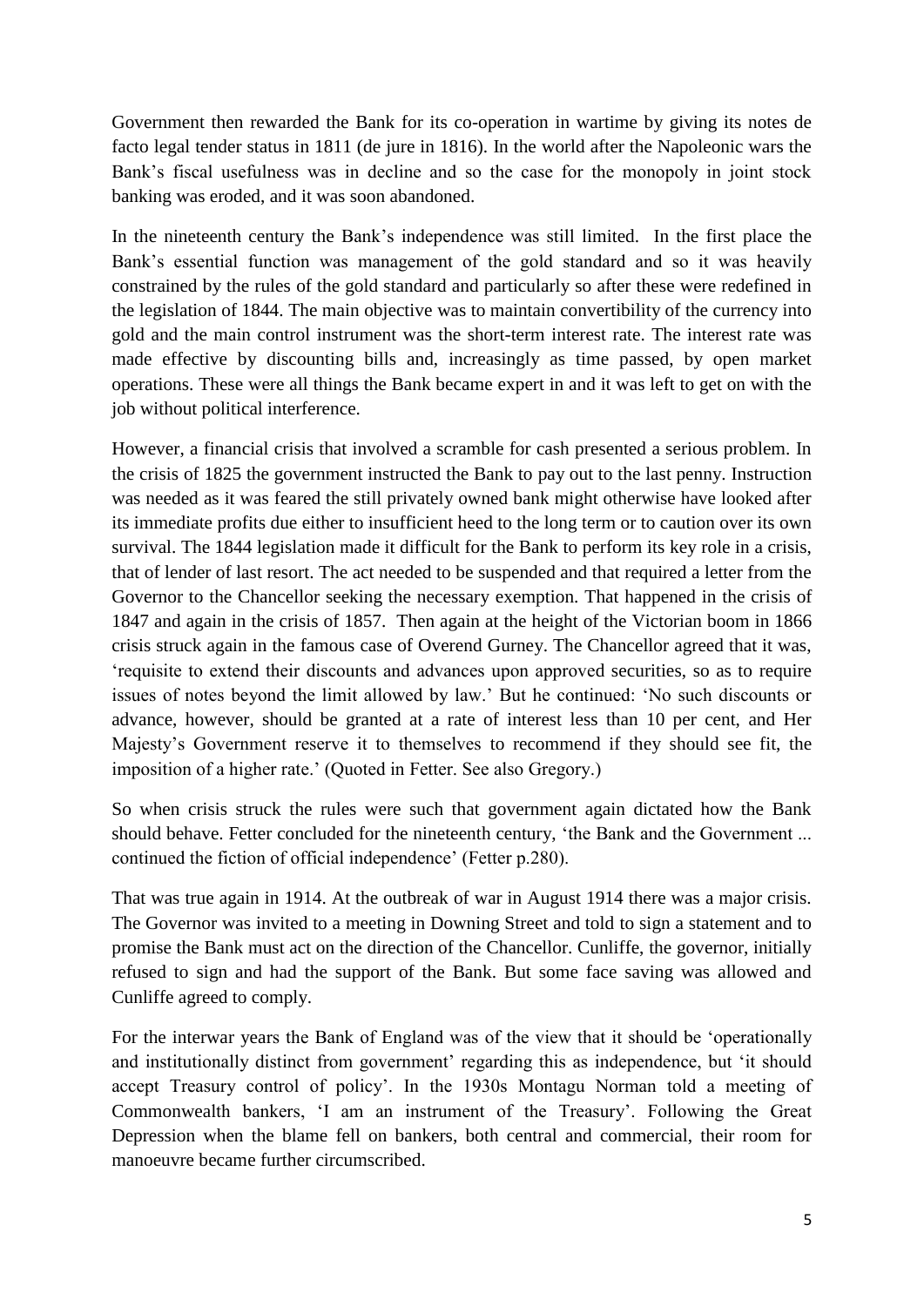Government then rewarded the Bank for its co-operation in wartime by giving its notes de facto legal tender status in 1811 (de jure in 1816). In the world after the Napoleonic wars the Bank's fiscal usefulness was in decline and so the case for the monopoly in joint stock banking was eroded, and it was soon abandoned.

In the nineteenth century the Bank's independence was still limited. In the first place the Bank's essential function was management of the gold standard and so it was heavily constrained by the rules of the gold standard and particularly so after these were redefined in the legislation of 1844. The main objective was to maintain convertibility of the currency into gold and the main control instrument was the short-term interest rate. The interest rate was made effective by discounting bills and, increasingly as time passed, by open market operations. These were all things the Bank became expert in and it was left to get on with the job without political interference.

However, a financial crisis that involved a scramble for cash presented a serious problem. In the crisis of 1825 the government instructed the Bank to pay out to the last penny. Instruction was needed as it was feared the still privately owned bank might otherwise have looked after its immediate profits due either to insufficient heed to the long term or to caution over its own survival. The 1844 legislation made it difficult for the Bank to perform its key role in a crisis, that of lender of last resort. The act needed to be suspended and that required a letter from the Governor to the Chancellor seeking the necessary exemption. That happened in the crisis of 1847 and again in the crisis of 1857. Then again at the height of the Victorian boom in 1866 crisis struck again in the famous case of Overend Gurney. The Chancellor agreed that it was, 'requisite to extend their discounts and advances upon approved securities, so as to require issues of notes beyond the limit allowed by law.' But he continued: 'No such discounts or advance, however, should be granted at a rate of interest less than 10 per cent, and Her Majesty's Government reserve it to themselves to recommend if they should see fit, the imposition of a higher rate.' (Quoted in Fetter. See also Gregory.)

So when crisis struck the rules were such that government again dictated how the Bank should behave. Fetter concluded for the nineteenth century, 'the Bank and the Government ... continued the fiction of official independence' (Fetter p.280).

That was true again in 1914. At the outbreak of war in August 1914 there was a major crisis. The Governor was invited to a meeting in Downing Street and told to sign a statement and to promise the Bank must act on the direction of the Chancellor. Cunliffe, the governor, initially refused to sign and had the support of the Bank. But some face saving was allowed and Cunliffe agreed to comply.

For the interwar years the Bank of England was of the view that it should be 'operationally and institutionally distinct from government' regarding this as independence, but 'it should accept Treasury control of policy'. In the 1930s Montagu Norman told a meeting of Commonwealth bankers, 'I am an instrument of the Treasury'. Following the Great Depression when the blame fell on bankers, both central and commercial, their room for manoeuvre became further circumscribed.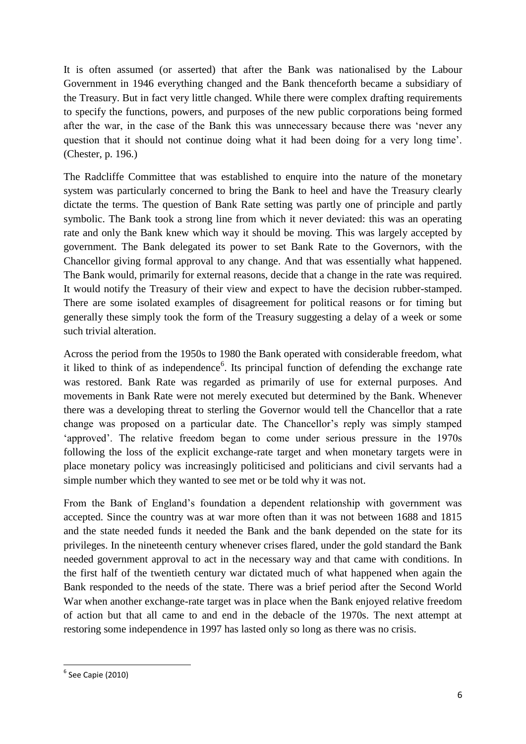It is often assumed (or asserted) that after the Bank was nationalised by the Labour Government in 1946 everything changed and the Bank thenceforth became a subsidiary of the Treasury. But in fact very little changed. While there were complex drafting requirements to specify the functions, powers, and purposes of the new public corporations being formed after the war, in the case of the Bank this was unnecessary because there was 'never any question that it should not continue doing what it had been doing for a very long time'. (Chester, p. 196.)

The Radcliffe Committee that was established to enquire into the nature of the monetary system was particularly concerned to bring the Bank to heel and have the Treasury clearly dictate the terms. The question of Bank Rate setting was partly one of principle and partly symbolic. The Bank took a strong line from which it never deviated: this was an operating rate and only the Bank knew which way it should be moving. This was largely accepted by government. The Bank delegated its power to set Bank Rate to the Governors, with the Chancellor giving formal approval to any change. And that was essentially what happened. The Bank would, primarily for external reasons, decide that a change in the rate was required. It would notify the Treasury of their view and expect to have the decision rubber-stamped. There are some isolated examples of disagreement for political reasons or for timing but generally these simply took the form of the Treasury suggesting a delay of a week or some such trivial alteration.

Across the period from the 1950s to 1980 the Bank operated with considerable freedom, what it liked to think of as independence[6]. Its principal function of defending the exchange rate was restored. Bank Rate was regarded as primarily of use for external purposes. And movements in Bank Rate were not merely executed but determined by the Bank. Whenever there was a developing threat to sterling the Governor would tell the Chancellor that a rate change was proposed on a particular date. The Chancellor's reply was simply stamped 'approved'. The relative freedom began to come under serious pressure in the 1970s following the loss of the explicit exchange-rate target and when monetary targets were in place monetary policy was increasingly politicised and politicians and civil servants had a simple number which they wanted to see met or be told why it was not.

From the Bank of England's foundation a dependent relationship with government was accepted. Since the country was at war more often than it was not between 1688 and 1815 and the state needed funds it needed the Bank and the bank depended on the state for its privileges. In the nineteenth century whenever crises flared, under the gold standard the Bank needed government approval to act in the necessary way and that came with conditions. In the first half of the twentieth century war dictated much of what happened when again the Bank responded to the needs of the state. There was a brief period after the Second World War when another exchange-rate target was in place when the Bank enjoyed relative freedom of action but that all came to and end in the debacle of the 1970s. The next attempt at restoring some independence in 1997 has lasted only so long as there was no crisis.

[6] See Capie (2010)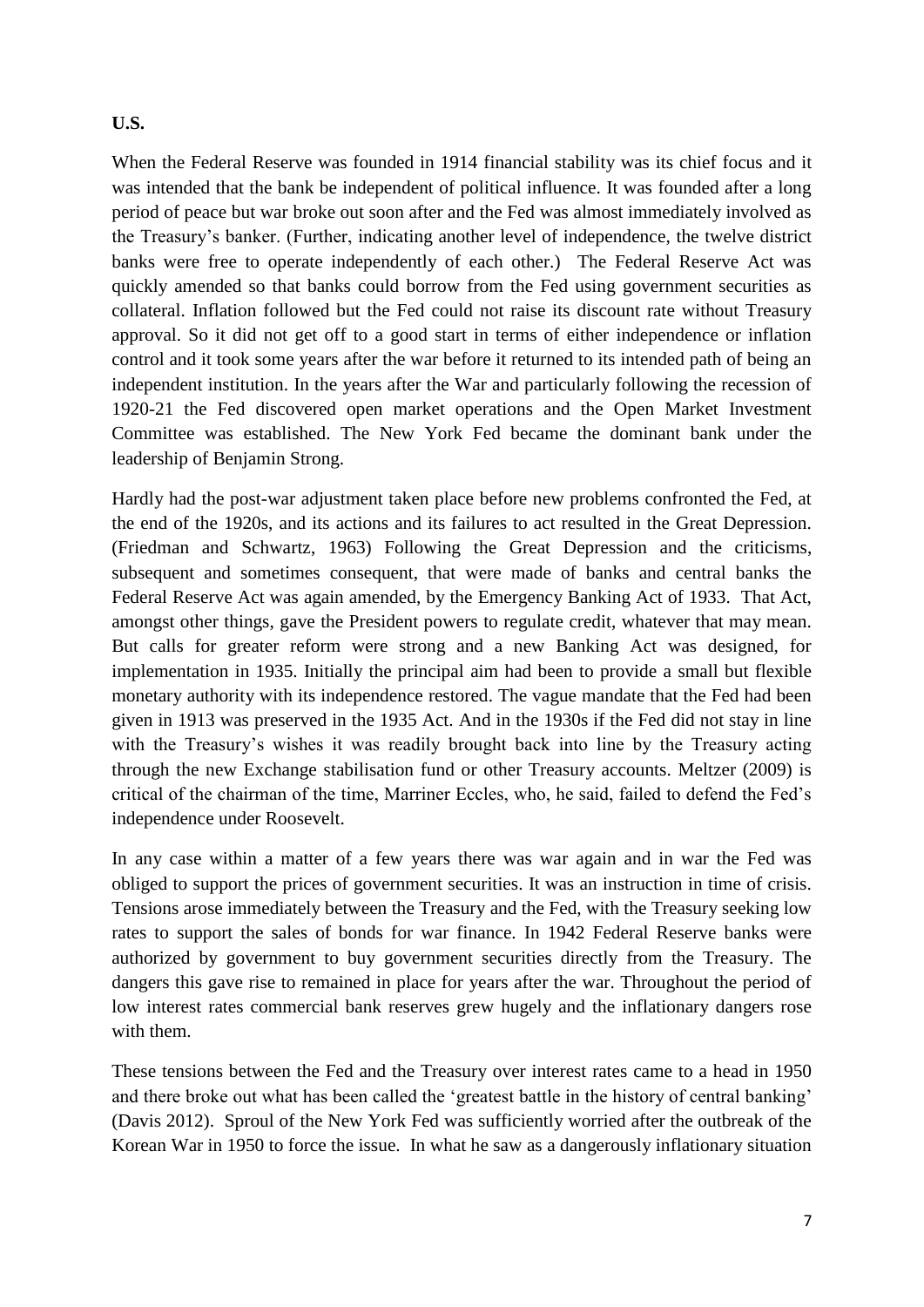**U.S.**

When the Federal Reserve was founded in 1914 financial stability was its chief focus and it was intended that the bank be independent of political influence. It was founded after a long period of peace but war broke out soon after and the Fed was almost immediately involved as the Treasury's banker. (Further, indicating another level of independence, the twelve district banks were free to operate independently of each other.) The Federal Reserve Act was quickly amended so that banks could borrow from the Fed using government securities as collateral. Inflation followed but the Fed could not raise its discount rate without Treasury approval. So it did not get off to a good start in terms of either independence or inflation control and it took some years after the war before it returned to its intended path of being an independent institution. In the years after the War and particularly following the recession of 1920-21 the Fed discovered open market operations and the Open Market Investment Committee was established. The New York Fed became the dominant bank under the leadership of Benjamin Strong.

Hardly had the post-war adjustment taken place before new problems confronted the Fed, at the end of the 1920s, and its actions and its failures to act resulted in the Great Depression. (Friedman and Schwartz, 1963) Following the Great Depression and the criticisms, subsequent and sometimes consequent, that were made of banks and central banks the Federal Reserve Act was again amended, by the Emergency Banking Act of 1933. That Act, amongst other things, gave the President powers to regulate credit, whatever that may mean. But calls for greater reform were strong and a new Banking Act was designed, for implementation in 1935. Initially the principal aim had been to provide a small but flexible monetary authority with its independence restored. The vague mandate that the Fed had been given in 1913 was preserved in the 1935 Act. And in the 1930s if the Fed did not stay in line with the Treasury's wishes it was readily brought back into line by the Treasury acting through the new Exchange stabilisation fund or other Treasury accounts. Meltzer (2009) is critical of the chairman of the time, Marriner Eccles, who, he said, failed to defend the Fed's independence under Roosevelt.

In any case within a matter of a few years there was war again and in war the Fed was obliged to support the prices of government securities. It was an instruction in time of crisis. Tensions arose immediately between the Treasury and the Fed, with the Treasury seeking low rates to support the sales of bonds for war finance. In 1942 Federal Reserve banks were authorized by government to buy government securities directly from the Treasury. The dangers this gave rise to remained in place for years after the war. Throughout the period of low interest rates commercial bank reserves grew hugely and the inflationary dangers rose with them.

These tensions between the Fed and the Treasury over interest rates came to a head in 1950 and there broke out what has been called the 'greatest battle in the history of central banking' (Davis 2012). Sproul of the New York Fed was sufficiently worried after the outbreak of the Korean War in 1950 to force the issue. In what he saw as a dangerously inflationary situation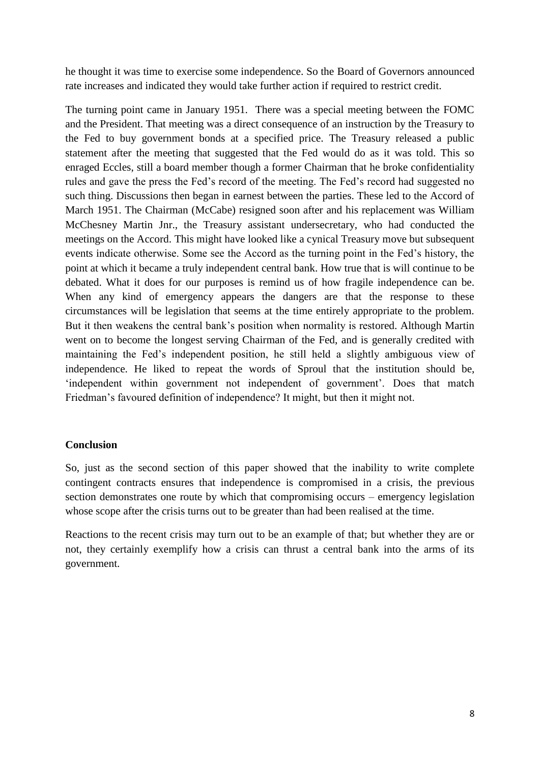he thought it was time to exercise some independence. So the Board of Governors announced rate increases and indicated they would take further action if required to restrict credit.

The turning point came in January 1951. There was a special meeting between the FOMC and the President. That meeting was a direct consequence of an instruction by the Treasury to the Fed to buy government bonds at a specified price. The Treasury released a public statement after the meeting that suggested that the Fed would do as it was told. This so enraged Eccles, still a board member though a former Chairman that he broke confidentiality rules and gave the press the Fed's record of the meeting. The Fed's record had suggested no such thing. Discussions then began in earnest between the parties. These led to the Accord of March 1951. The Chairman (McCabe) resigned soon after and his replacement was William McChesney Martin Jnr., the Treasury assistant undersecretary, who had conducted the meetings on the Accord. This might have looked like a cynical Treasury move but subsequent events indicate otherwise. Some see the Accord as the turning point in the Fed's history, the point at which it became a truly independent central bank. How true that is will continue to be debated. What it does for our purposes is remind us of how fragile independence can be. When any kind of emergency appears the dangers are that the response to these circumstances will be legislation that seems at the time entirely appropriate to the problem. But it then weakens the central bank's position when normality is restored. Although Martin went on to become the longest serving Chairman of the Fed, and is generally credited with maintaining the Fed's independent position, he still held a slightly ambiguous view of independence. He liked to repeat the words of Sproul that the institution should be, 'independent within government not independent of government'. Does that match Friedman's favoured definition of independence? It might, but then it might not.

## Conclusion

So, just as the second section of this paper showed that the inability to write complete contingent contracts ensures that independence is compromised in a crisis, the previous section demonstrates one route by which that compromising occurs – emergency legislation whose scope after the crisis turns out to be greater than had been realised at the time.

Reactions to the recent crisis may turn out to be an example of that; but whether they are or not, they certainly exemplify how a crisis can thrust a central bank into the arms of its government.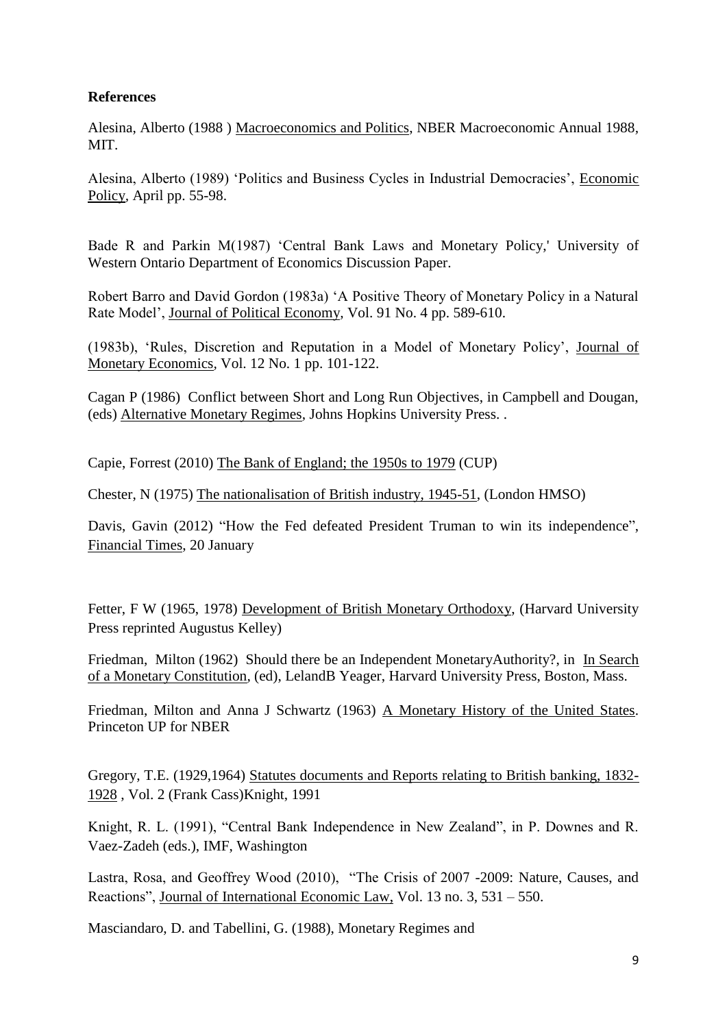**References**

Alesina, Alberto (1988 ) Macroeconomics and Politics, NBER Macroeconomic Annual 1988, MIT.

Alesina, Alberto (1989) 'Politics and Business Cycles in Industrial Democracies', Economic Policy, April pp. 55-98.

Bade R and Parkin M(1987) 'Central Bank Laws and Monetary Policy,' University of Western Ontario Department of Economics Discussion Paper.

Robert Barro and David Gordon (1983a) 'A Positive Theory of Monetary Policy in a Natural Rate Model', Journal of Political Economy, Vol. 91 No. 4 pp. 589-610.

(1983b), 'Rules, Discretion and Reputation in a Model of Monetary Policy', Journal of Monetary Economics, Vol. 12 No. 1 pp. 101-122.

Cagan P (1986) Conflict between Short and Long Run Objectives, in Campbell and Dougan, (eds) Alternative Monetary Regimes, Johns Hopkins University Press. .

Capie, Forrest (2010) The Bank of England; the 1950s to 1979 (CUP)

Chester, N (1975) The nationalisation of British industry, 1945-51, (London HMSO)

Davis, Gavin (2012) "How the Fed defeated President Truman to win its independence", Financial Times, 20 January

Fetter, F W (1965, 1978) Development of British Monetary Orthodoxy, (Harvard University Press reprinted Augustus Kelley)

Friedman, Milton (1962) Should there be an Independent MonetaryAuthority?, in In Search of a Monetary Constitution, (ed), LelandB Yeager, Harvard University Press, Boston, Mass.

Friedman, Milton and Anna J Schwartz (1963) A Monetary History of the United States. Princeton UP for NBER

Gregory, T.E. (1929,1964) Statutes documents and Reports relating to British banking, 1832-1928 , Vol. 2 (Frank Cass)Knight, 1991

Knight, R. L. (1991), "Central Bank Independence in New Zealand", in P. Downes and R. Vaez-Zadeh (eds.), IMF, Washington

Lastra, Rosa, and Geoffrey Wood (2010), "The Crisis of 2007 -2009: Nature, Causes, and Reactions", Journal of International Economic Law, Vol. 13 no. 3, 531 – 550.

Masciandaro, D. and Tabellini, G. (1988), Monetary Regimes and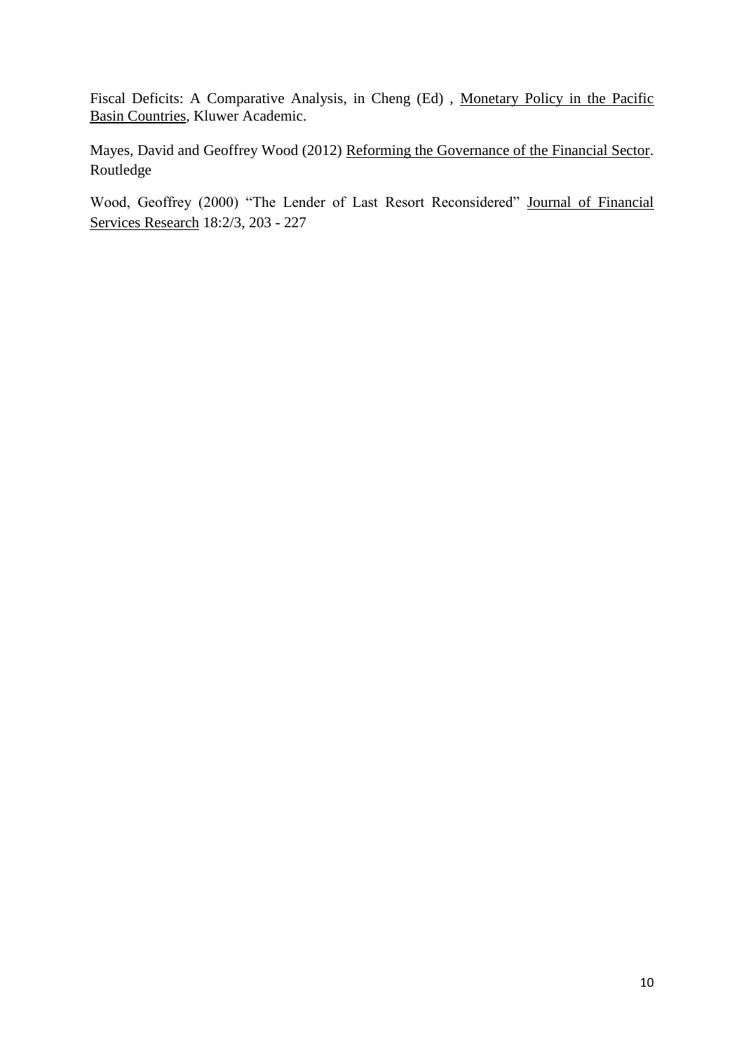Fiscal Deficits: A Comparative Analysis, in Cheng (Ed) , Monetary Policy in the Pacific Basin Countries, Kluwer Academic.

Mayes, David and Geoffrey Wood (2012) Reforming the Governance of the Financial Sector. Routledge

Wood, Geoffrey (2000) "The Lender of Last Resort Reconsidered" Journal of Financial Services Research 18:2/3, 203 - 227